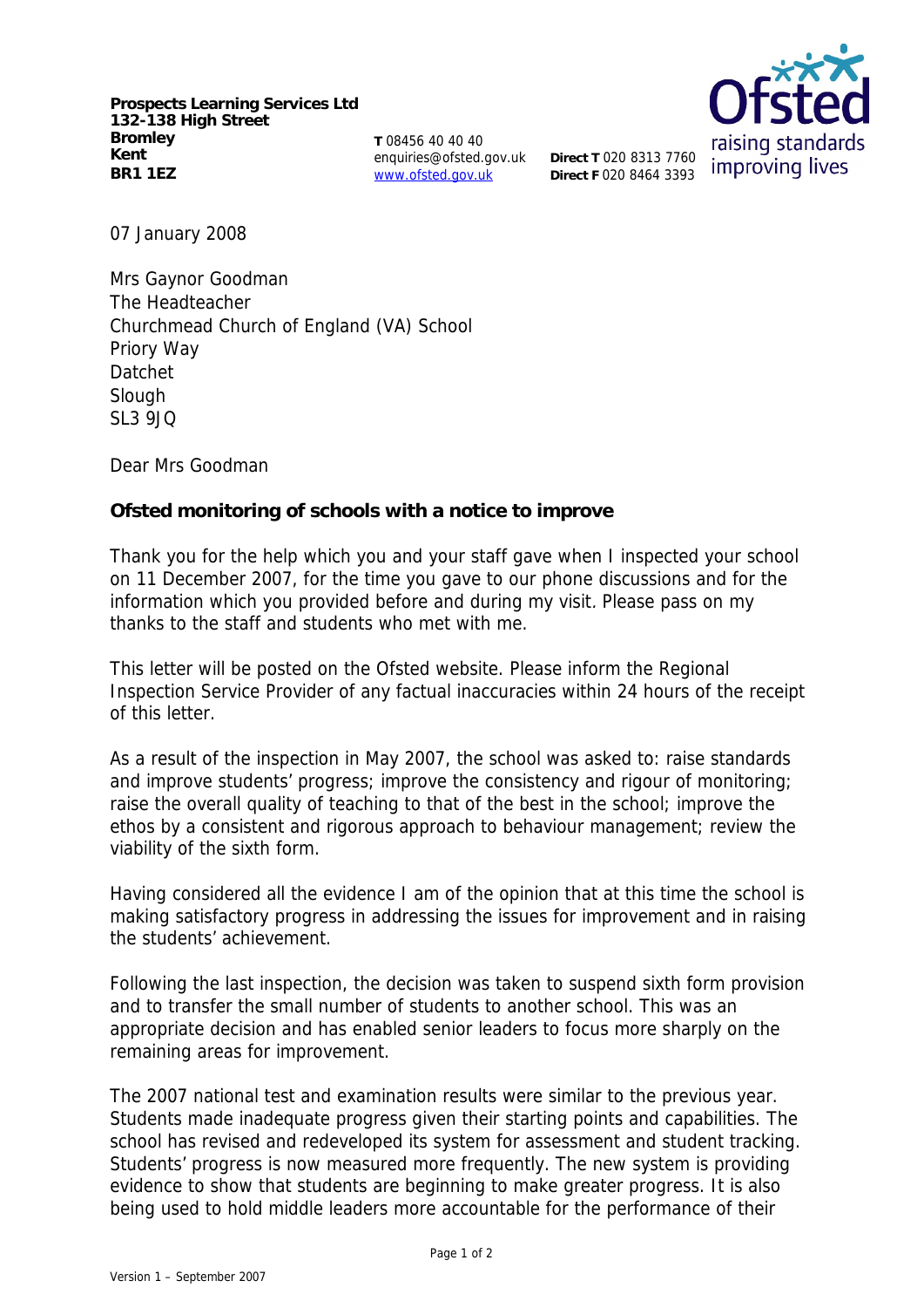**Prospects Learning Services Ltd**
**132-138 High Street**
**Bromley**
**Kent**
**BR1 1EZ**

**T** 08456 40 40 40
enquiries@ofsted.gov.uk
www.ofsted.gov.uk

**Direct T** 020 8313 7760
**Direct F** 020 8464 3393

07 January 2008

Mrs Gaynor Goodman
The Headteacher
Churchmead Church of England (VA) School
Priory Way
Datchet
Slough
SL3 9JQ

Dear Mrs Goodman

**Ofsted monitoring of schools with a notice to improve**

Thank you for the help which you and your staff gave when I inspected your school on 11 December 2007, for the time you gave to our phone discussions and for the information which you provided before and during my visit. Please pass on my thanks to the staff and students who met with me.

This letter will be posted on the Ofsted website. Please inform the Regional Inspection Service Provider of any factual inaccuracies within 24 hours of the receipt of this letter.

As a result of the inspection in May 2007, the school was asked to: raise standards and improve students' progress; improve the consistency and rigour of monitoring; raise the overall quality of teaching to that of the best in the school; improve the ethos by a consistent and rigorous approach to behaviour management; review the viability of the sixth form.

Having considered all the evidence I am of the opinion that at this time the school is making satisfactory progress in addressing the issues for improvement and in raising the students' achievement.

Following the last inspection, the decision was taken to suspend sixth form provision and to transfer the small number of students to another school. This was an appropriate decision and has enabled senior leaders to focus more sharply on the remaining areas for improvement.

The 2007 national test and examination results were similar to the previous year. Students made inadequate progress given their starting points and capabilities. The school has revised and redeveloped its system for assessment and student tracking. Students' progress is now measured more frequently. The new system is providing evidence to show that students are beginning to make greater progress. It is also being used to hold middle leaders more accountable for the performance of their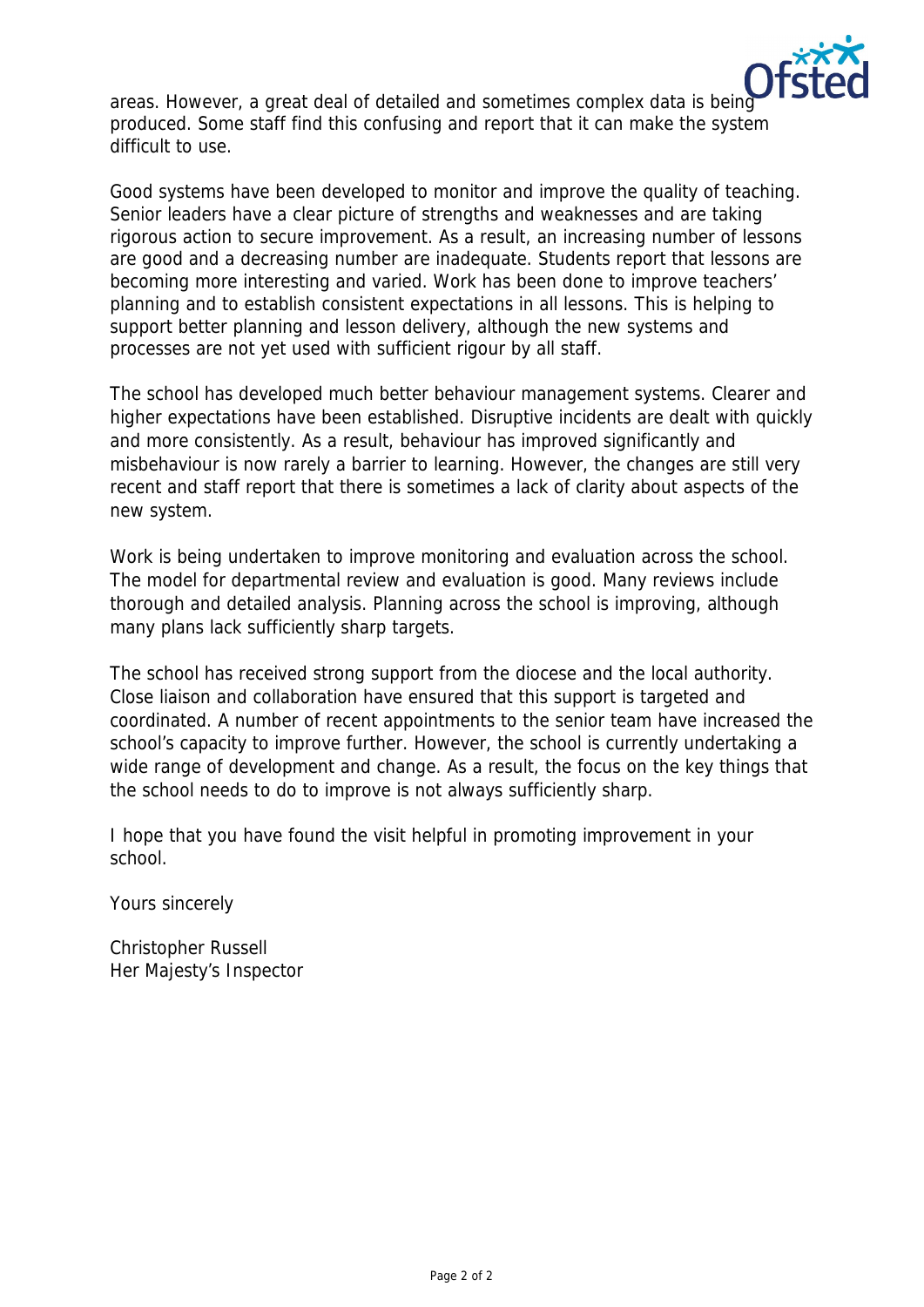areas. However, a great deal of detailed and sometimes complex data is being produced. Some staff find this confusing and report that it can make the system difficult to use.

Good systems have been developed to monitor and improve the quality of teaching. Senior leaders have a clear picture of strengths and weaknesses and are taking rigorous action to secure improvement. As a result, an increasing number of lessons are good and a decreasing number are inadequate. Students report that lessons are becoming more interesting and varied. Work has been done to improve teachers' planning and to establish consistent expectations in all lessons. This is helping to support better planning and lesson delivery, although the new systems and processes are not yet used with sufficient rigour by all staff.

The school has developed much better behaviour management systems. Clearer and higher expectations have been established. Disruptive incidents are dealt with quickly and more consistently. As a result, behaviour has improved significantly and misbehaviour is now rarely a barrier to learning. However, the changes are still very recent and staff report that there is sometimes a lack of clarity about aspects of the new system.

Work is being undertaken to improve monitoring and evaluation across the school. The model for departmental review and evaluation is good. Many reviews include thorough and detailed analysis. Planning across the school is improving, although many plans lack sufficiently sharp targets.

The school has received strong support from the diocese and the local authority. Close liaison and collaboration have ensured that this support is targeted and coordinated. A number of recent appointments to the senior team have increased the school's capacity to improve further. However, the school is currently undertaking a wide range of development and change. As a result, the focus on the key things that the school needs to do to improve is not always sufficiently sharp.

I hope that you have found the visit helpful in promoting improvement in your school.

Yours sincerely

Christopher Russell
Her Majesty's Inspector